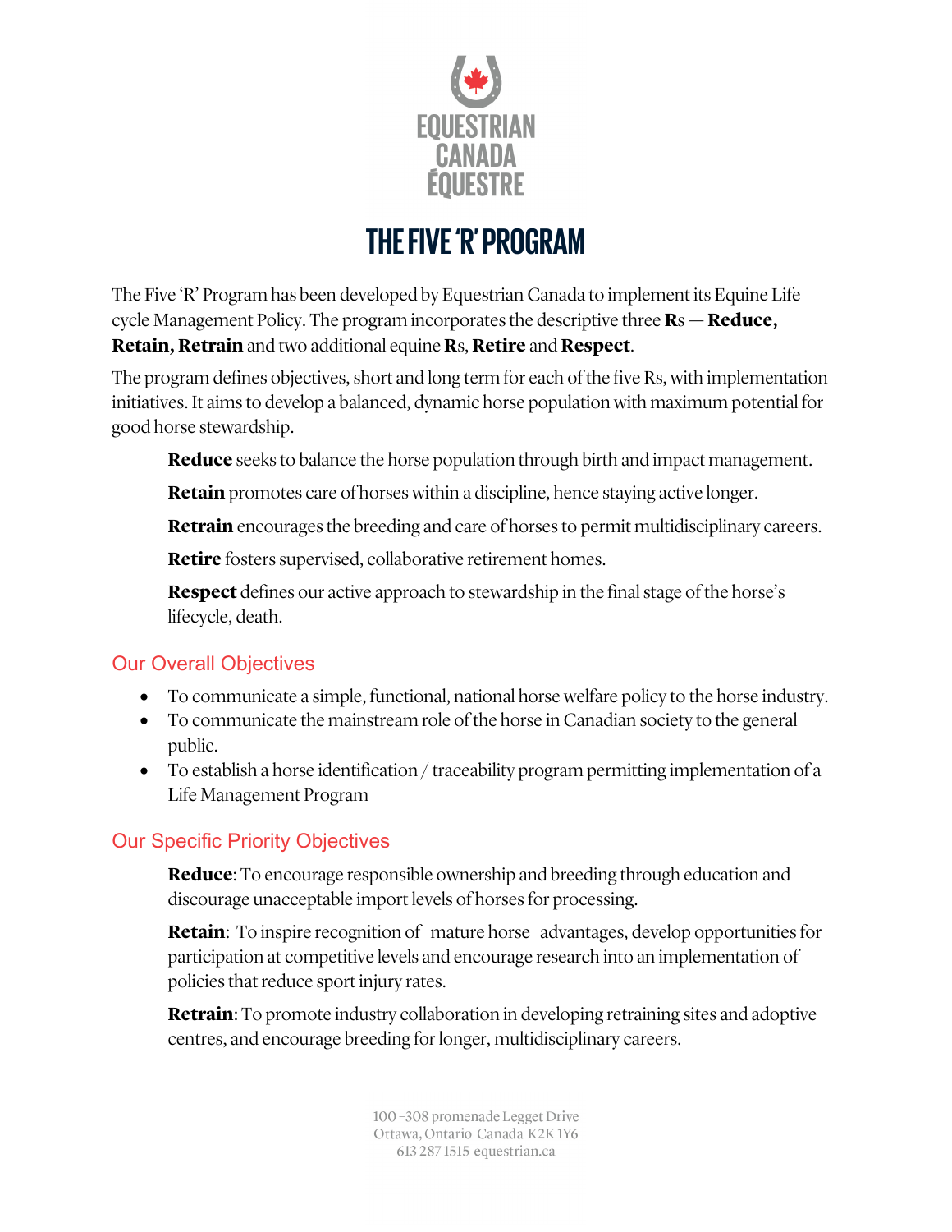EQUESTRIAN CANADA ÉQUESTRE

# THE FIVE 'R' PROGRAM

The Five 'R' Program has been developed by Equestrian Canada to implement its Equine Life cycle Management Policy. The program incorporates the descriptive three **R**s — **Reduce, Retain, Retrain** and two additional equine **R**s, **Retire** and **Respect**.

The program defines objectives, short and long term for each of the five Rs, with implementation initiatives. It aims to develop a balanced, dynamic horse population with maximum potential for good horse stewardship.

> **Reduce** seeks to balance the horse population through birth and impact management.
>
> **Retain** promotes care of horses within a discipline, hence staying active longer.
>
> **Retrain** encourages the breeding and care of horses to permit multidisciplinary careers.
>
> **Retire** fosters supervised, collaborative retirement homes.
>
> **Respect** defines our active approach to stewardship in the final stage of the horse's lifecycle, death.

## Our Overall Objectives

- To communicate a simple, functional, national horse welfare policy to the horse industry.
- To communicate the mainstream role of the horse in Canadian society to the general public.
- To establish a horse identification / traceability program permitting implementation of a Life Management Program

## Our Specific Priority Objectives

> **Reduce**: To encourage responsible ownership and breeding through education and discourage unacceptable import levels of horses for processing.
>
> **Retain**: To inspire recognition of mature horse advantages, develop opportunities for participation at competitive levels and encourage research into an implementation of policies that reduce sport injury rates.
>
> **Retrain**: To promote industry collaboration in developing retraining sites and adoptive centres, and encourage breeding for longer, multidisciplinary careers.

100 –308 promenade Legget Drive
Ottawa, Ontario Canada K2K 1Y6
613 287 1515 equestrian.ca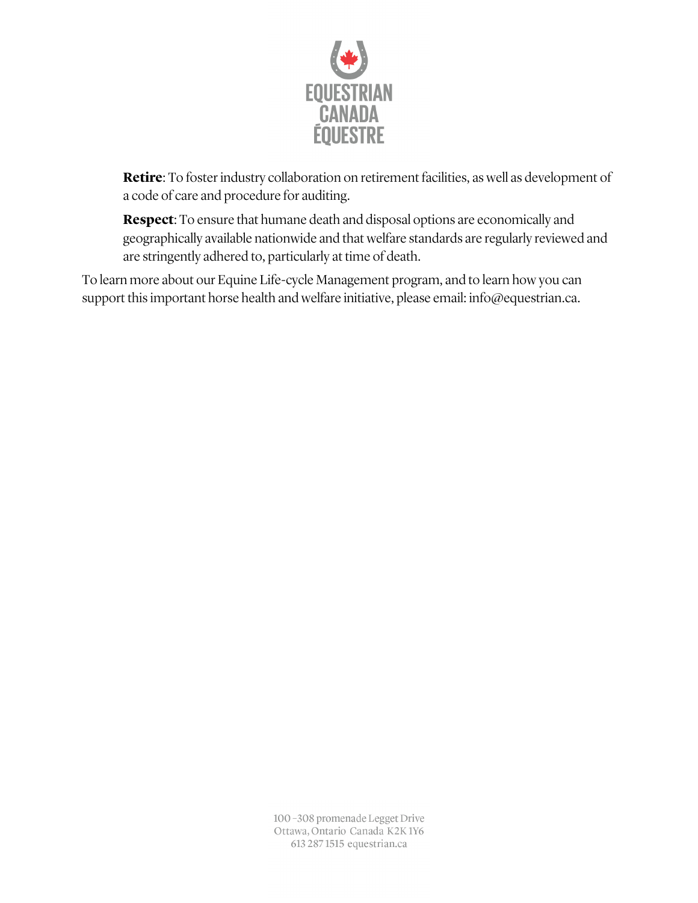**Retire**: To foster industry collaboration on retirement facilities, as well as development of a code of care and procedure for auditing.

**Respect**: To ensure that humane death and disposal options are economically and geographically available nationwide and that welfare standards are regularly reviewed and are stringently adhered to, particularly at time of death.

To learn more about our Equine Life-cycle Management program, and to learn how you can support this important horse health and welfare initiative, please email: info@equestrian.ca.